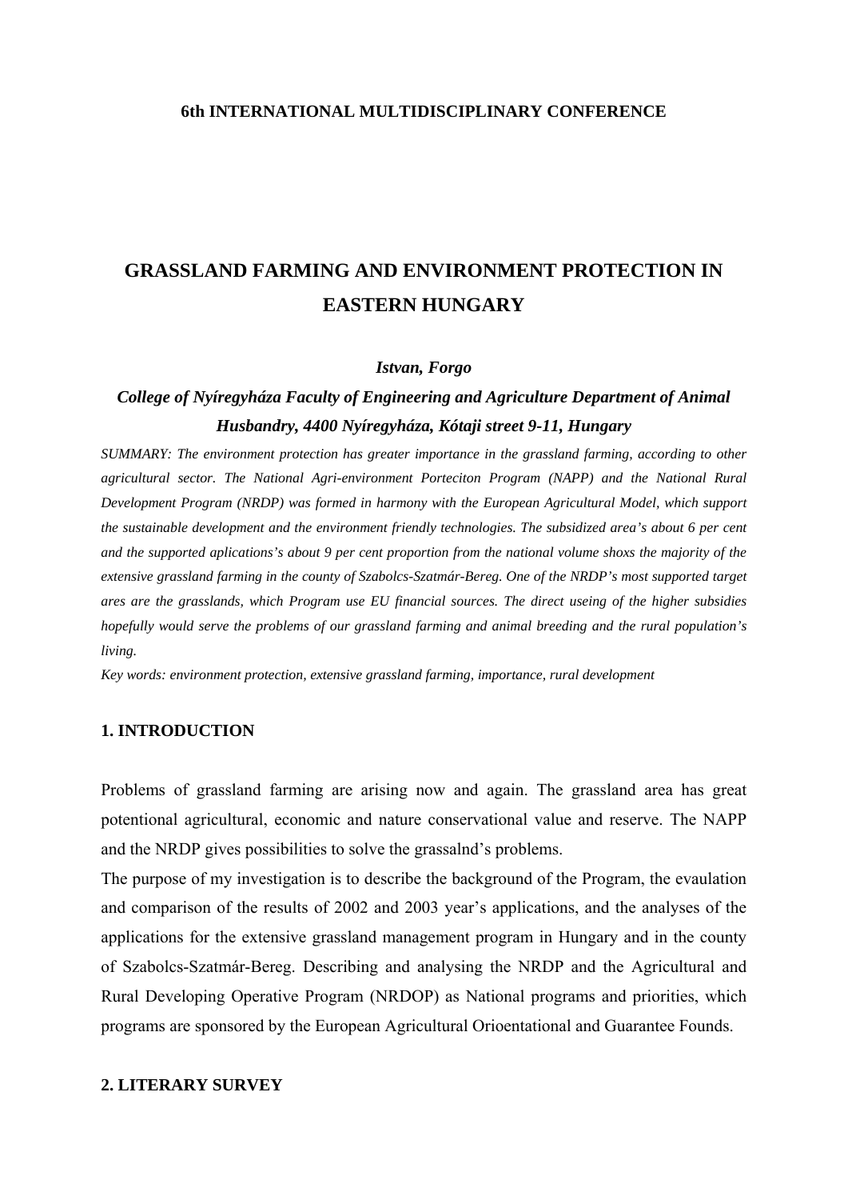**6th INTERNATIONAL MULTIDISCIPLINARY CONFERENCE**

# GRASSLAND FARMING AND ENVIRONMENT PROTECTION IN EASTERN HUNGARY

***Istvan, Forgo***

***College of Nyíregyháza Faculty of Engineering and Agriculture Department of Animal Husbandry, 4400 Nyíregyháza, Kótaji street 9-11, Hungary***

*SUMMARY: The environment protection has greater importance in the grassland farming, according to other agricultural sector. The National Agri-environment Porteciton Program (NAPP) and the National Rural Development Program (NRDP) was formed in harmony with the European Agricultural Model, which support the sustainable development and the environment friendly technologies. The subsidized area's about 6 per cent and the supported aplications's about 9 per cent proportion from the national volume shoxs the majority of the extensive grassland farming in the county of Szabolcs-Szatmár-Bereg. One of the NRDP's most supported target ares are the grasslands, which Program use EU financial sources. The direct useing of the higher subsidies hopefully would serve the problems of our grassland farming and animal breeding and the rural population's living.*

*Key words: environment protection, extensive grassland farming, importance, rural development*

## 1. INTRODUCTION

Problems of grassland farming are arising now and again. The grassland area has great potentional agricultural, economic and nature conservational value and reserve. The NAPP and the NRDP gives possibilities to solve the grassalnd's problems.

The purpose of my investigation is to describe the background of the Program, the evaulation and comparison of the results of 2002 and 2003 year's applications, and the analyses of the applications for the extensive grassland management program in Hungary and in the county of Szabolcs-Szatmár-Bereg. Describing and analysing the NRDP and the Agricultural and Rural Developing Operative Program (NRDOP) as National programs and priorities, which programs are sponsored by the European Agricultural Orioentational and Guarantee Founds.

## 2. LITERARY SURVEY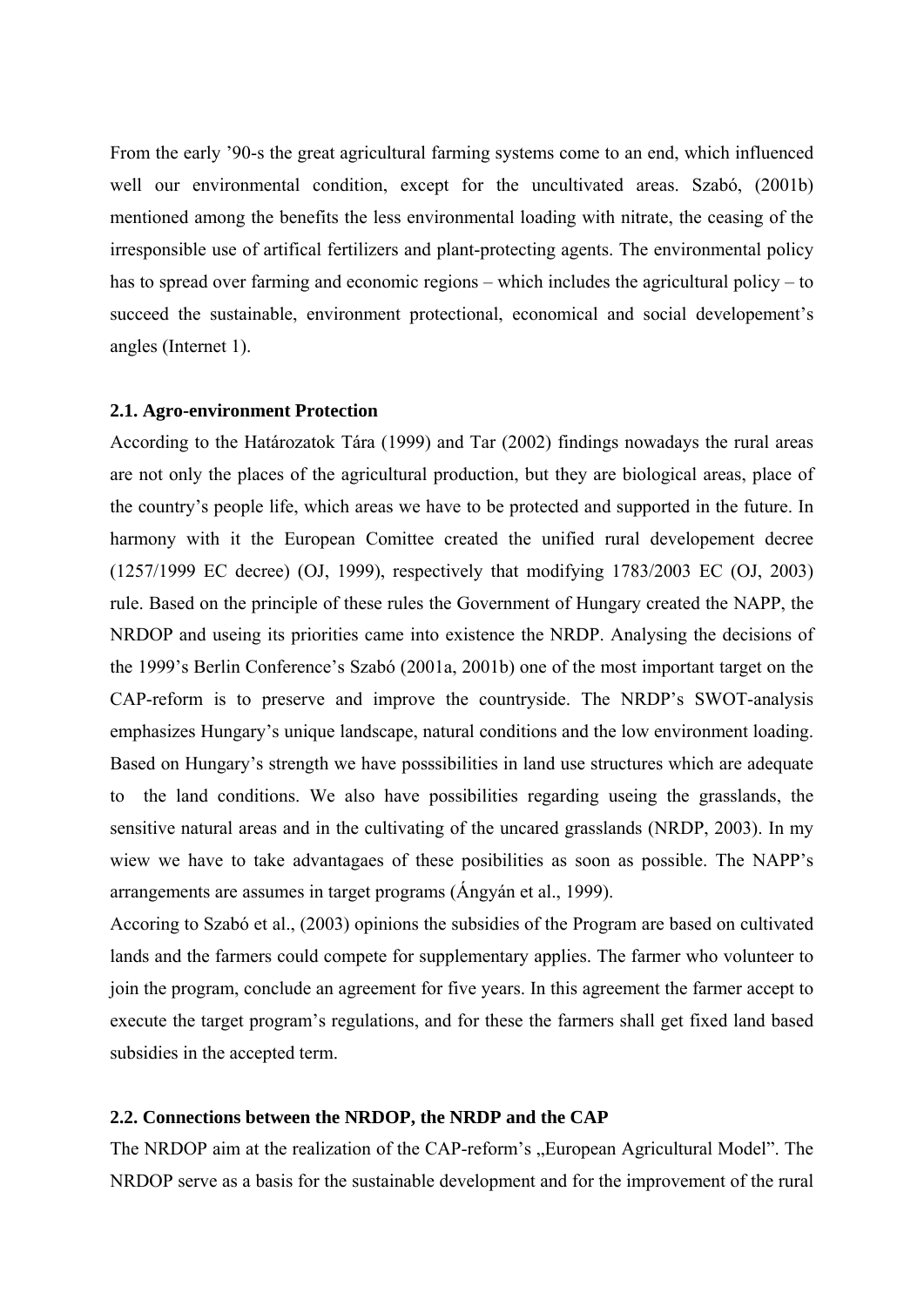From the early '90-s the great agricultural farming systems come to an end, which influenced well our environmental condition, except for the uncultivated areas. Szabó, (2001b) mentioned among the benefits the less environmental loading with nitrate, the ceasing of the irresponsible use of artifical fertilizers and plant-protecting agents. The environmental policy has to spread over farming and economic regions – which includes the agricultural policy – to succeed the sustainable, environment protectional, economical and social developement's angles (Internet 1).

### 2.1. Agro-environment Protection

According to the Határozatok Tára (1999) and Tar (2002) findings nowadays the rural areas are not only the places of the agricultural production, but they are biological areas, place of the country's people life, which areas we have to be protected and supported in the future. In harmony with it the European Comittee created the unified rural developement decree (1257/1999 EC decree) (OJ, 1999), respectively that modifying 1783/2003 EC (OJ, 2003) rule. Based on the principle of these rules the Government of Hungary created the NAPP, the NRDOP and useing its priorities came into existence the NRDP. Analysing the decisions of the 1999's Berlin Conference's Szabó (2001a, 2001b) one of the most important target on the CAP-reform is to preserve and improve the countryside. The NRDP's SWOT-analysis emphasizes Hungary's unique landscape, natural conditions and the low environment loading. Based on Hungary's strength we have posssibilities in land use structures which are adequate to the land conditions. We also have possibilities regarding useing the grasslands, the sensitive natural areas and in the cultivating of the uncared grasslands (NRDP, 2003). In my wiew we have to take advantagaes of these posibilities as soon as possible. The NAPP's arrangements are assumes in target programs (Ángyán et al., 1999).

Accoring to Szabó et al., (2003) opinions the subsidies of the Program are based on cultivated lands and the farmers could compete for supplementary applies. The farmer who volunteer to join the program, conclude an agreement for five years. In this agreement the farmer accept to execute the target program's regulations, and for these the farmers shall get fixed land based subsidies in the accepted term.

### 2.2. Connections between the NRDOP, the NRDP and the CAP

The NRDOP aim at the realization of the CAP-reform's „European Agricultural Model". The NRDOP serve as a basis for the sustainable development and for the improvement of the rural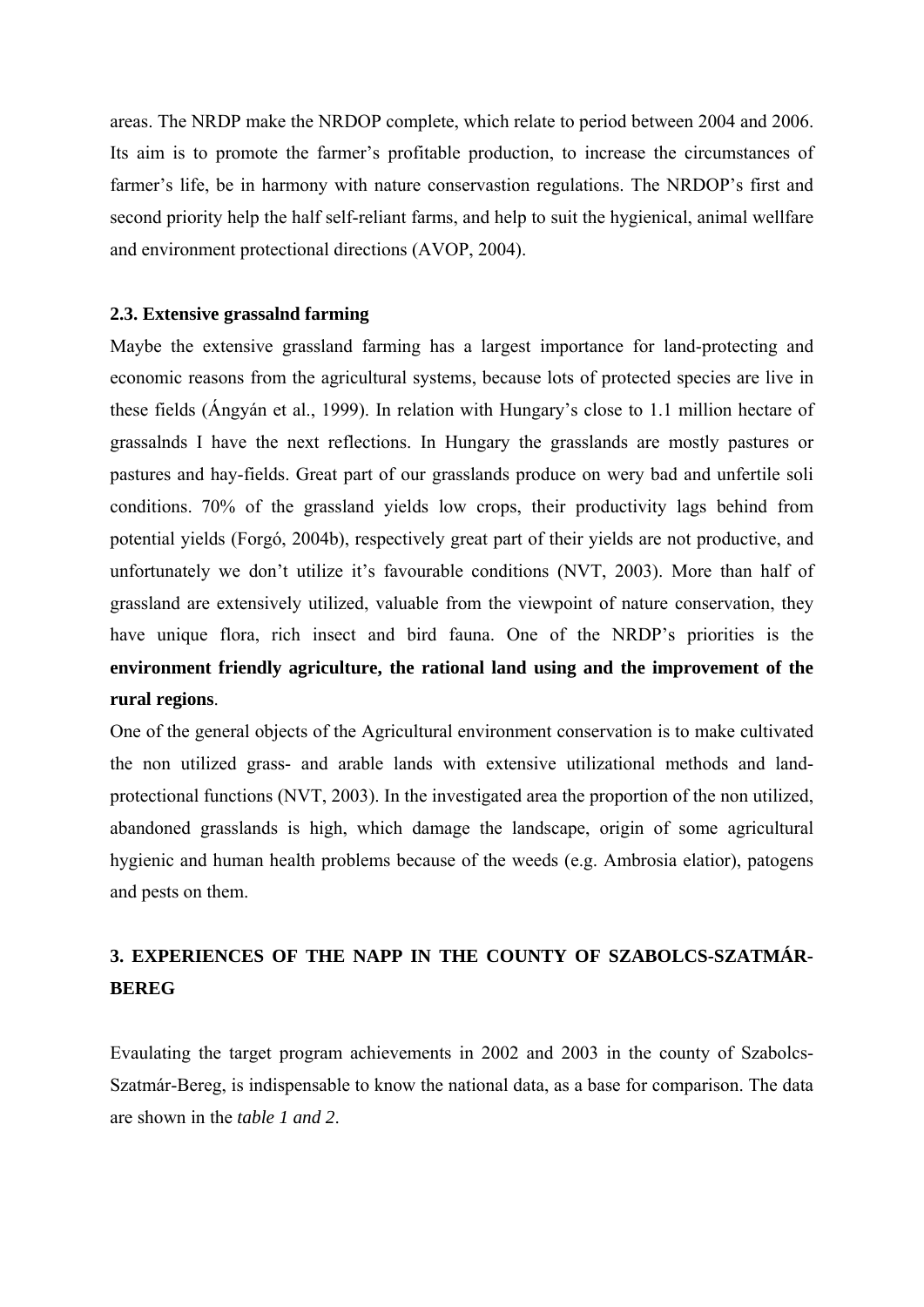areas. The NRDP make the NRDOP complete, which relate to period between 2004 and 2006. Its aim is to promote the farmer's profitable production, to increase the circumstances of farmer's life, be in harmony with nature conservastion regulations. The NRDOP's first and second priority help the half self-reliant farms, and help to suit the hygienical, animal wellfare and environment protectional directions (AVOP, 2004).

### 2.3. Extensive grassalnd farming

Maybe the extensive grassland farming has a largest importance for land-protecting and economic reasons from the agricultural systems, because lots of protected species are live in these fields (Ángyán et al., 1999). In relation with Hungary's close to 1.1 million hectare of grassalnds I have the next reflections. In Hungary the grasslands are mostly pastures or pastures and hay-fields. Great part of our grasslands produce on wery bad and unfertile soli conditions. 70% of the grassland yields low crops, their productivity lags behind from potential yields (Forgó, 2004b), respectively great part of their yields are not productive, and unfortunately we don't utilize it's favourable conditions (NVT, 2003). More than half of grassland are extensively utilized, valuable from the viewpoint of nature conservation, they have unique flora, rich insect and bird fauna. One of the NRDP's priorities is the **environment friendly agriculture, the rational land using and the improvement of the rural regions**.

One of the general objects of the Agricultural environment conservation is to make cultivated the non utilized grass- and arable lands with extensive utilizational methods and land-protectional functions (NVT, 2003). In the investigated area the proportion of the non utilized, abandoned grasslands is high, which damage the landscape, origin of some agricultural hygienic and human health problems because of the weeds (e.g. Ambrosia elatior), patogens and pests on them.

## 3. EXPERIENCES OF THE NAPP IN THE COUNTY OF SZABOLCS-SZATMÁR-BEREG

Evaulating the target program achievements in 2002 and 2003 in the county of Szabolcs-Szatmár-Bereg, is indispensable to know the national data, as a base for comparison. The data are shown in the *table 1 and 2*.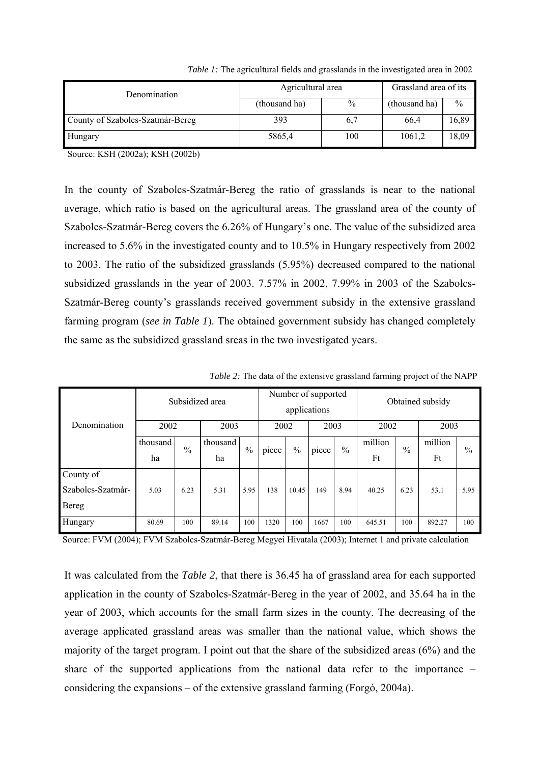*Table 1:* The agricultural fields and grasslands in the investigated area in 2002

| Denomination | Agricultural area | | Grassland area of its | |
|---|---|---|---|---|
| | (thousand ha) | % | (thousand ha) | % |
| County of Szabolcs-Szatmár-Bereg | 393 | 6,7 | 66,4 | 16,89 |
| Hungary | 5865,4 | 100 | 1061,2 | 18,09 |

Source: KSH (2002a); KSH (2002b)

In the county of Szabolcs-Szatmár-Bereg the ratio of grasslands is near to the national average, which ratio is based on the agricultural areas. The grassland area of the county of Szabolcs-Szatmár-Bereg covers the 6.26% of Hungary's one. The value of the subsidized area increased to 5.6% in the investigated county and to 10.5% in Hungary respectively from 2002 to 2003. The ratio of the subsidized grasslands (5.95%) decreased compared to the national subsidized grasslands in the year of 2003. 7.57% in 2002, 7.99% in 2003 of the Szabolcs-Szatmár-Bereg county's grasslands received government subsidy in the extensive grassland farming program (*see in Table 1*). The obtained government subsidy has changed completely the same as the subsidized grassland sreas in the two investigated years.

*Table 2:* The data of the extensive grassland farming project of the NAPP

| Denomination | Subsidized area | | | | Number of supported applications | | | | Obtained subsidy | | | |
|---|---|---|---|---|---|---|---|---|---|---|---|---|
| | 2002 | | 2003 | | 2002 | | 2003 | | 2002 | | 2003 | |
| | thousand ha | % | thousand ha | % | piece | % | piece | % | million Ft | % | million Ft | % |
| County of Szabolcs-Szatmár-Bereg | 5.03 | 6.23 | 5.31 | 5.95 | 138 | 10.45 | 149 | 8.94 | 40.25 | 6.23 | 53.1 | 5.95 |
| Hungary | 80.69 | 100 | 89.14 | 100 | 1320 | 100 | 1667 | 100 | 645.51 | 100 | 892.27 | 100 |

Source: FVM (2004); FVM Szabolcs-Szatmár-Bereg Megyei Hivatala (2003); Internet 1 and private calculation

It was calculated from the *Table 2*, that there is 36.45 ha of grassland area for each supported application in the county of Szabolcs-Szatmár-Bereg in the year of 2002, and 35.64 ha in the year of 2003, which accounts for the small farm sizes in the county. The decreasing of the average applicated grassland areas was smaller than the national value, which shows the majority of the target program. I point out that the share of the subsidized areas (6%) and the share of the supported applications from the national data refer to the importance – considering the expansions – of the extensive grassland farming (Forgó, 2004a).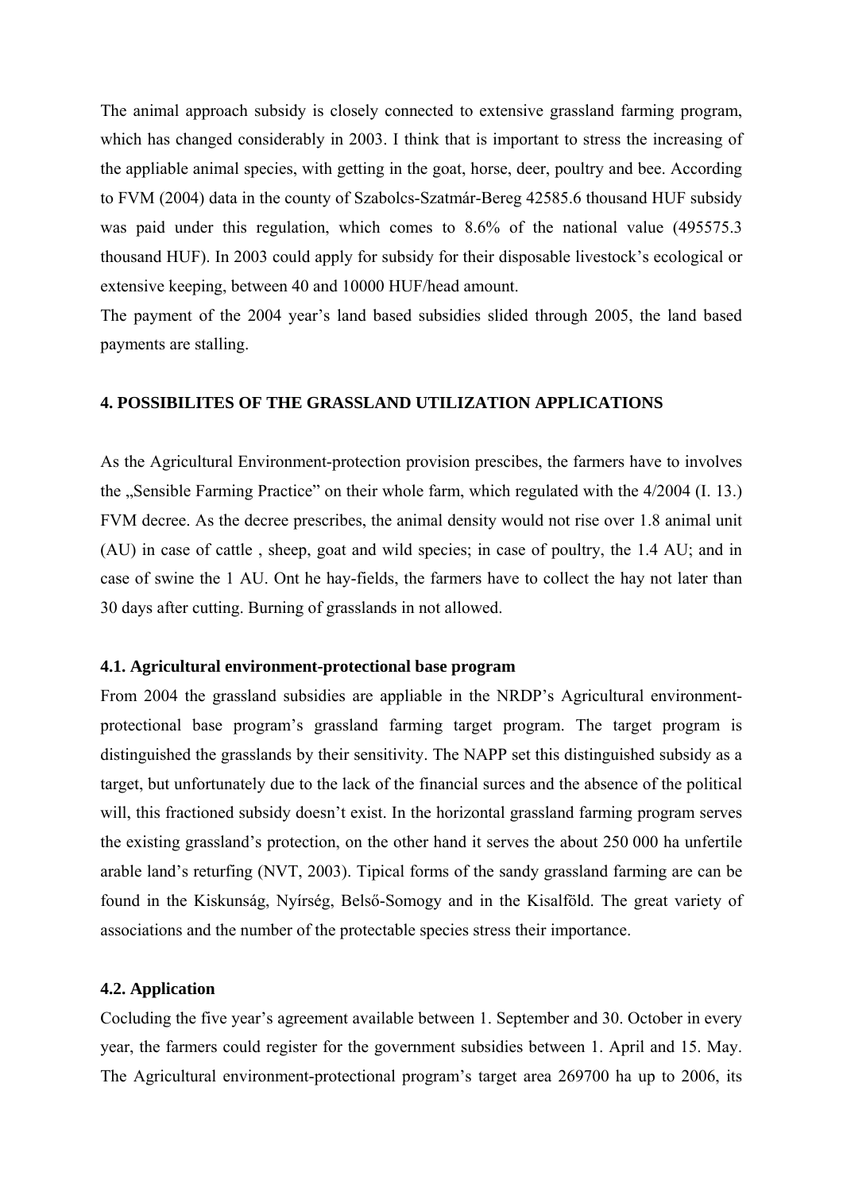The animal approach subsidy is closely connected to extensive grassland farming program, which has changed considerably in 2003. I think that is important to stress the increasing of the appliable animal species, with getting in the goat, horse, deer, poultry and bee. According to FVM (2004) data in the county of Szabolcs-Szatmár-Bereg 42585.6 thousand HUF subsidy was paid under this regulation, which comes to 8.6% of the national value (495575.3 thousand HUF). In 2003 could apply for subsidy for their disposable livestock's ecological or extensive keeping, between 40 and 10000 HUF/head amount.

The payment of the 2004 year's land based subsidies slided through 2005, the land based payments are stalling.

## 4. POSSIBILITES OF THE GRASSLAND UTILIZATION APPLICATIONS

As the Agricultural Environment-protection provision prescibes, the farmers have to involves the „Sensible Farming Practice" on their whole farm, which regulated with the 4/2004 (I. 13.) FVM decree. As the decree prescribes, the animal density would not rise over 1.8 animal unit (AU) in case of cattle , sheep, goat and wild species; in case of poultry, the 1.4 AU; and in case of swine the 1 AU. Ont he hay-fields, the farmers have to collect the hay not later than 30 days after cutting. Burning of grasslands in not allowed.

### 4.1. Agricultural environment-protectional base program

From 2004 the grassland subsidies are appliable in the NRDP's Agricultural environment-protectional base program's grassland farming target program. The target program is distinguished the grasslands by their sensitivity. The NAPP set this distinguished subsidy as a target, but unfortunately due to the lack of the financial surces and the absence of the political will, this fractioned subsidy doesn't exist. In the horizontal grassland farming program serves the existing grassland's protection, on the other hand it serves the about 250 000 ha unfertile arable land's returfing (NVT, 2003). Tipical forms of the sandy grassland farming are can be found in the Kiskunság, Nyírség, Belső-Somogy and in the Kisalföld. The great variety of associations and the number of the protectable species stress their importance.

### 4.2. Application

Cocluding the five year's agreement available between 1. September and 30. October in every year, the farmers could register for the government subsidies between 1. April and 15. May. The Agricultural environment-protectional program's target area 269700 ha up to 2006, its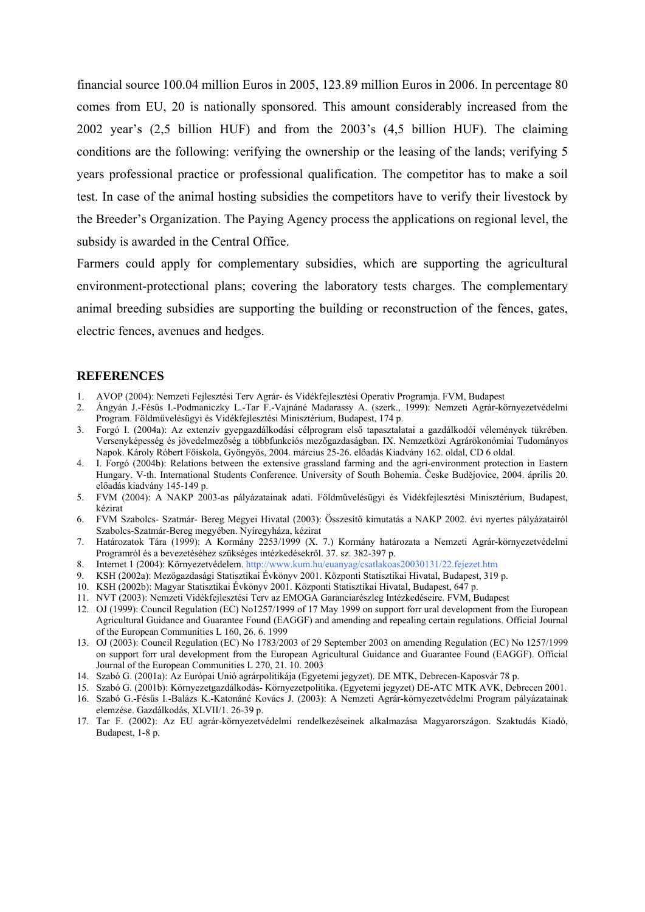financial source 100.04 million Euros in 2005, 123.89 million Euros in 2006. In percentage 80 comes from EU, 20 is nationally sponsored. This amount considerably increased from the 2002 year's (2,5 billion HUF) and from the 2003's (4,5 billion HUF). The claiming conditions are the following: verifying the ownership or the leasing of the lands; verifying 5 years professional practice or professional qualification. The competitor has to make a soil test. In case of the animal hosting subsidies the competitors have to verify their livestock by the Breeder's Organization. The Paying Agency process the applications on regional level, the subsidy is awarded in the Central Office.

Farmers could apply for complementary subsidies, which are supporting the agricultural environment-protectional plans; covering the laboratory tests charges. The complementary animal breeding subsidies are supporting the building or reconstruction of the fences, gates, electric fences, avenues and hedges.

## REFERENCES

1. AVOP (2004): Nemzeti Fejlesztési Terv Agrár- és Vidékfejlesztési Operatív Programja. FVM, Budapest
2. Ángyán J.-Fésűs I.-Podmaniczky L.-Tar F.-Vajnáné Madarassy A. (szerk., 1999): Nemzeti Agrár-környezetvédelmi Program. Földművelésügyi és Vidékfejlesztési Minisztérium, Budapest, 174 p.
3. Forgó I. (2004a): Az extenzív gyepgazdálkodási célprogram első tapasztalatai a gazdálkodói vélemények tükrében. Versenyképesség és jövedelmezőség a többfunkciós mezőgazdaságban. IX. Nemzetközi Agrárökonómiai Tudományos Napok. Károly Róbert Főiskola, Gyöngyös, 2004. március 25-26. előadás Kiadvány 162. oldal, CD 6 oldal.
4. I. Forgó (2004b): Relations between the extensive grassland farming and the agri-environment protection in Eastern Hungary. V-th. International Students Conference. University of South Bohemia. Česke Budějovice, 2004. április 20. előadás kiadvány 145-149 p.
5. FVM (2004): A NAKP 2003-as pályázatainak adati. Földművelésügyi és Vidékfejlesztési Minisztérium, Budapest, kézirat
6. FVM Szabolcs- Szatmár- Bereg Megyei Hivatal (2003): Összesítő kimutatás a NAKP 2002. évi nyertes pályázatairól Szabolcs-Szatmár-Bereg megyében. Nyíregyháza, kézirat
7. Határozatok Tára (1999): A Kormány 2253/1999 (X. 7.) Kormány határozata a Nemzeti Agrár-környezetvédelmi Programról és a bevezetéséhez szükséges intézkedésekről. 37. sz. 382-397 p.
8. Internet 1 (2004): Környezetvédelem. http://www.kum.hu/euanyag/csatlakoas20030131/22.fejezet.htm
9. KSH (2002a): Mezőgazdasági Statisztikai Évkönyv 2001. Központi Statisztikai Hivatal, Budapest, 319 p.
10. KSH (2002b): Magyar Statisztikai Évkönyv 2001. Központi Statisztikai Hivatal, Budapest, 647 p.
11. NVT (2003): Nemzeti Vidékfejlesztési Terv az EMOGA Garanciarészleg Intézkedéseire. FVM, Budapest
12. OJ (1999): Council Regulation (EC) No1257/1999 of 17 May 1999 on support forr ural development from the European Agricultural Guidance and Guarantee Found (EAGGF) and amending and repealing certain regulations. Official Journal of the European Communities L 160, 26. 6. 1999
13. OJ (2003): Council Regulation (EC) No 1783/2003 of 29 September 2003 on amending Regulation (EC) No 1257/1999 on support forr ural development from the European Agricultural Guidance and Guarantee Found (EAGGF). Official Journal of the European Communities L 270, 21. 10. 2003
14. Szabó G. (2001a): Az Európai Unió agrárpolitikája (Egyetemi jegyzet). DE MTK, Debrecen-Kaposvár 78 p.
15. Szabó G. (2001b): Környezetgazdálkodás- Környezetpolitika. (Egyetemi jegyzet) DE-ATC MTK AVK, Debrecen 2001.
16. Szabó G.-Fésűs I.-Balázs K.-Katonáné Kovács J. (2003): A Nemzeti Agrár-környezetvédelmi Program pályázatainak elemzése. Gazdálkodás, XLVII/1. 26-39 p.
17. Tar F. (2002): Az EU agrár-környezetvédelmi rendelkezéseinek alkalmazása Magyarországon. Szaktudás Kiadó, Budapest, 1-8 p.